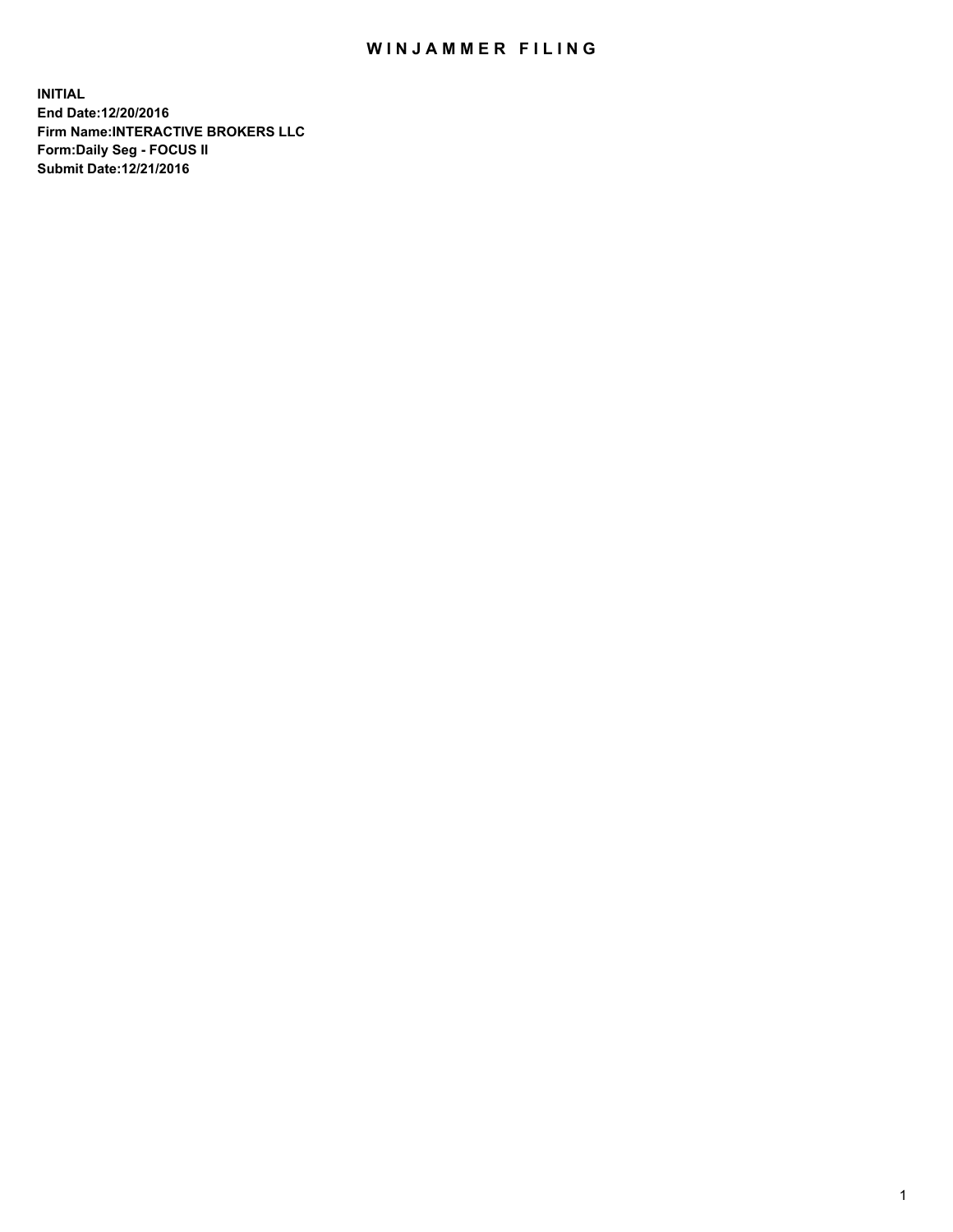# WINJAMMER FILING

**INITIAL**
**End Date:12/20/2016**
**Firm Name:INTERACTIVE BROKERS LLC**
**Form:Daily Seg - FOCUS II**
**Submit Date:12/21/2016**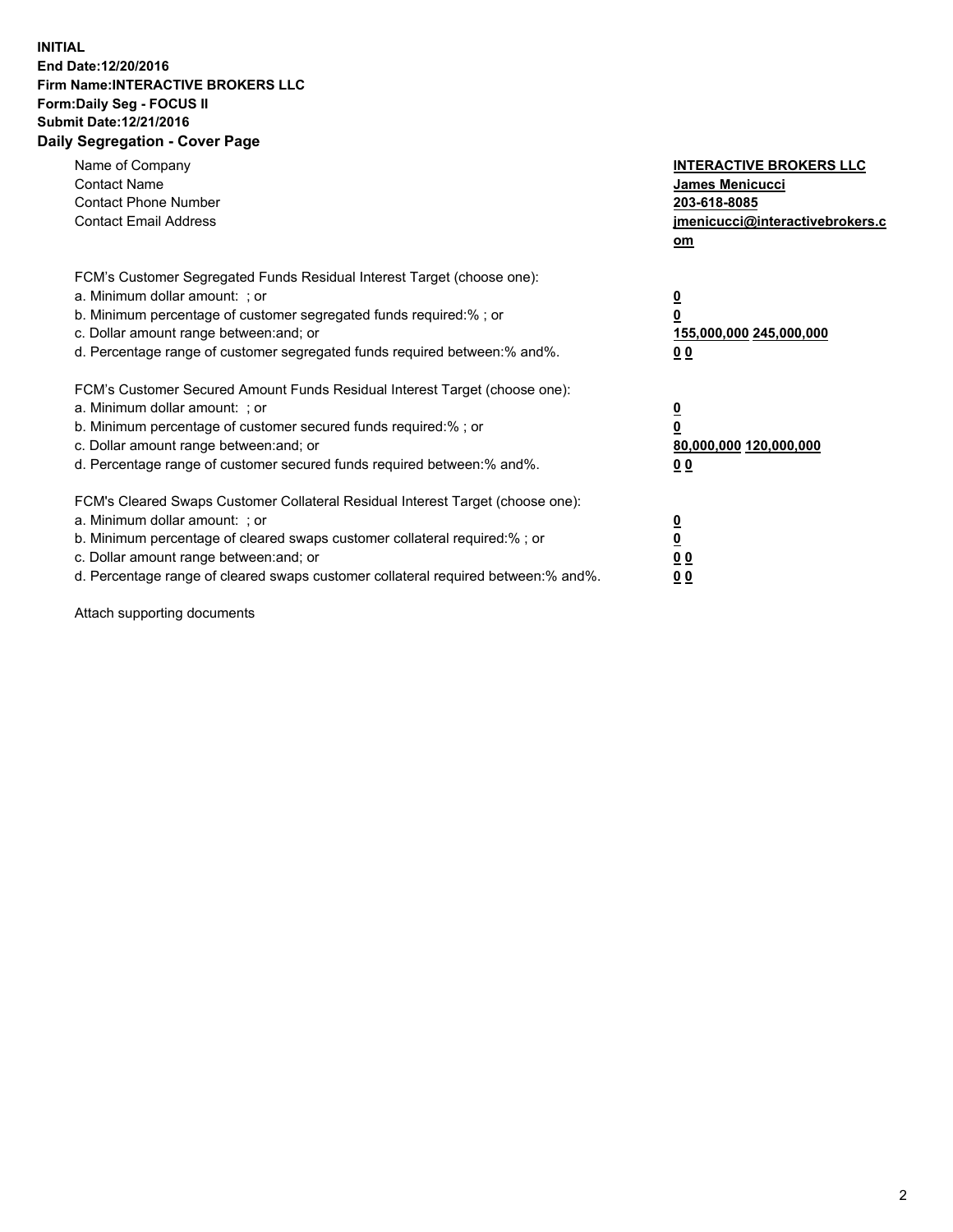**INITIAL**
**End Date:12/20/2016**
**Firm Name:INTERACTIVE BROKERS LLC**
**Form:Daily Seg - FOCUS II**
**Submit Date:12/21/2016**

## Daily Segregation - Cover Page

| | |
|---|---|
| Name of Company | **INTERACTIVE BROKERS LLC** |
| Contact Name | **James Menicucci** |
| Contact Phone Number | **203-618-8085** |
| Contact Email Address | **jmenicucci@interactivebrokers.com** |

| | |
|---|---|
| FCM's Customer Segregated Funds Residual Interest Target (choose one): | |
| a. Minimum dollar amount: ; or | **0** |
| b. Minimum percentage of customer segregated funds required:% ; or | **0** |
| c. Dollar amount range between:and; or | **155,000,000 245,000,000** |
| d. Percentage range of customer segregated funds required between:% and%. | **0 0** |
| FCM's Customer Secured Amount Funds Residual Interest Target (choose one): | |
| a. Minimum dollar amount: ; or | **0** |
| b. Minimum percentage of customer secured funds required:% ; or | **0** |
| c. Dollar amount range between:and; or | **80,000,000 120,000,000** |
| d. Percentage range of customer secured funds required between:% and%. | **0 0** |
| FCM's Cleared Swaps Customer Collateral Residual Interest Target (choose one): | |
| a. Minimum dollar amount: ; or | **0** |
| b. Minimum percentage of cleared swaps customer collateral required:% ; or | **0** |
| c. Dollar amount range between:and; or | **0 0** |
| d. Percentage range of cleared swaps customer collateral required between:% and%. | **0 0** |

Attach supporting documents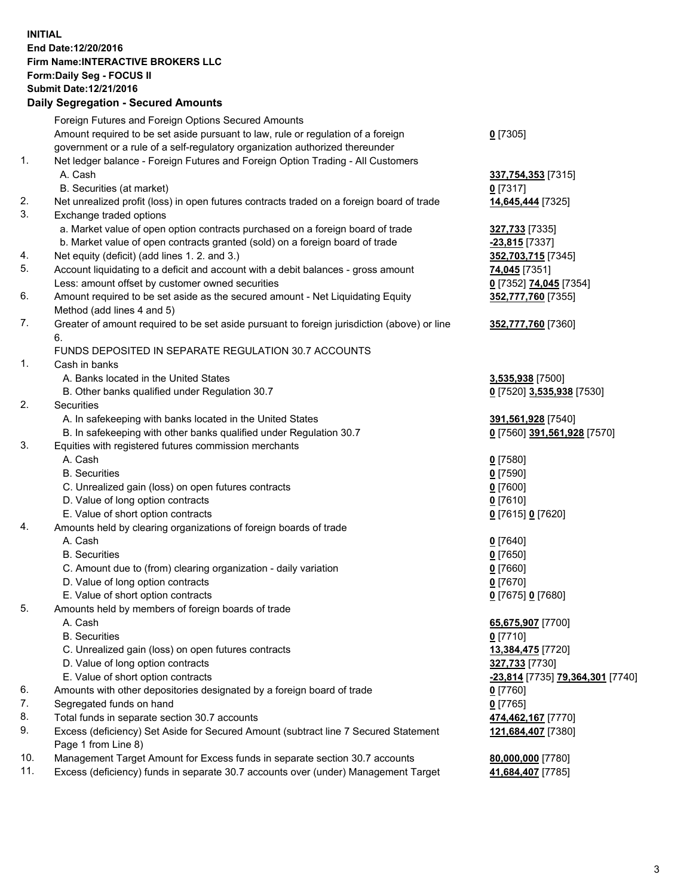**INITIAL**
**End Date:12/20/2016**
**Firm Name:INTERACTIVE BROKERS LLC**
**Form:Daily Seg - FOCUS II**
**Submit Date:12/21/2016**

**Daily Segregation - Secured Amounts**

| | | |
|---|---|---|
| | Foreign Futures and Foreign Options Secured Amounts | |
| | Amount required to be set aside pursuant to law, rule or regulation of a foreign government or a rule of a self-regulatory organization authorized thereunder | **0** [7305] |
| 1. | Net ledger balance - Foreign Futures and Foreign Option Trading - All Customers | |
| | A. Cash | **337,754,353** [7315] |
| | B. Securities (at market) | **0** [7317] |
| 2. | Net unrealized profit (loss) in open futures contracts traded on a foreign board of trade | **14,645,444** [7325] |
| 3. | Exchange traded options | |
| | a. Market value of open option contracts purchased on a foreign board of trade | **327,733** [7335] |
| | b. Market value of open contracts granted (sold) on a foreign board of trade | **-23,815** [7337] |
| 4. | Net equity (deficit) (add lines 1. 2. and 3.) | **352,703,715** [7345] |
| 5. | Account liquidating to a deficit and account with a debit balances - gross amount | **74,045** [7351] |
| | Less: amount offset by customer owned securities | **0** [7352] **74,045** [7354] |
| 6. | Amount required to be set aside as the secured amount - Net Liquidating Equity Method (add lines 4 and 5) | **352,777,760** [7355] |
| 7. | Greater of amount required to be set aside pursuant to foreign jurisdiction (above) or line 6. | **352,777,760** [7360] |
| | FUNDS DEPOSITED IN SEPARATE REGULATION 30.7 ACCOUNTS | |
| 1. | Cash in banks | |
| | A. Banks located in the United States | **3,535,938** [7500] |
| | B. Other banks qualified under Regulation 30.7 | **0** [7520] **3,535,938** [7530] |
| 2. | Securities | |
| | A. In safekeeping with banks located in the United States | **391,561,928** [7540] |
| | B. In safekeeping with other banks qualified under Regulation 30.7 | **0** [7560] **391,561,928** [7570] |
| 3. | Equities with registered futures commission merchants | |
| | A. Cash | **0** [7580] |
| | B. Securities | **0** [7590] |
| | C. Unrealized gain (loss) on open futures contracts | **0** [7600] |
| | D. Value of long option contracts | **0** [7610] |
| | E. Value of short option contracts | **0** [7615] **0** [7620] |
| 4. | Amounts held by clearing organizations of foreign boards of trade | |
| | A. Cash | **0** [7640] |
| | B. Securities | **0** [7650] |
| | C. Amount due to (from) clearing organization - daily variation | **0** [7660] |
| | D. Value of long option contracts | **0** [7670] |
| | E. Value of short option contracts | **0** [7675] **0** [7680] |
| 5. | Amounts held by members of foreign boards of trade | |
| | A. Cash | **65,675,907** [7700] |
| | B. Securities | **0** [7710] |
| | C. Unrealized gain (loss) on open futures contracts | **13,384,475** [7720] |
| | D. Value of long option contracts | **327,733** [7730] |
| | E. Value of short option contracts | **-23,814** [7735] **79,364,301** [7740] |
| 6. | Amounts with other depositories designated by a foreign board of trade | **0** [7760] |
| 7. | Segregated funds on hand | **0** [7765] |
| 8. | Total funds in separate section 30.7 accounts | **474,462,167** [7770] |
| 9. | Excess (deficiency) Set Aside for Secured Amount (subtract line 7 Secured Statement Page 1 from Line 8) | **121,684,407** [7380] |
| 10. | Management Target Amount for Excess funds in separate section 30.7 accounts | **80,000,000** [7780] |
| 11. | Excess (deficiency) funds in separate 30.7 accounts over (under) Management Target | **41,684,407** [7785] |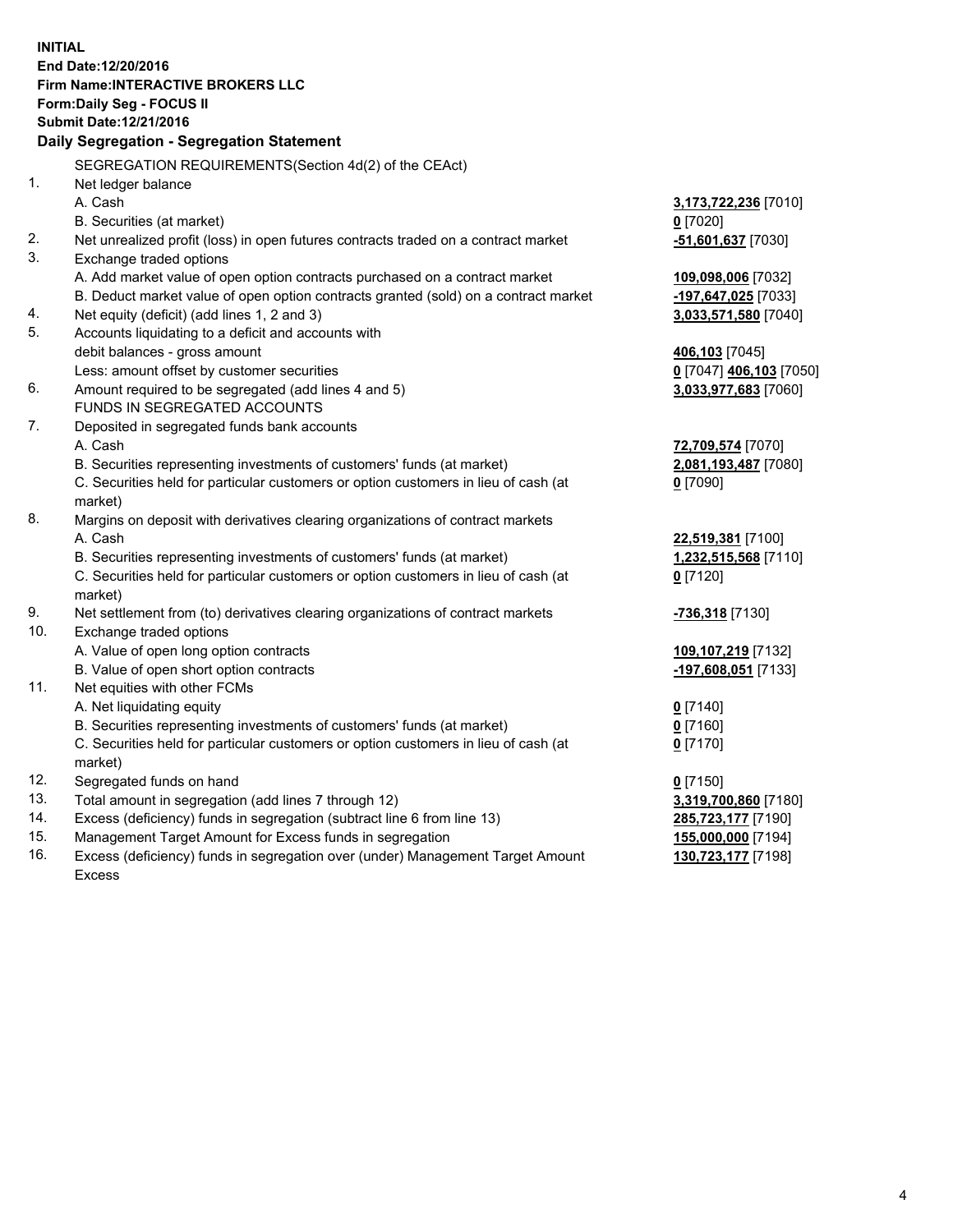**INITIAL**
**End Date:12/20/2016**
**Firm Name:INTERACTIVE BROKERS LLC**
**Form:Daily Seg - FOCUS II**
**Submit Date:12/21/2016**

**Daily Segregation - Segregation Statement**

| | | |
|---|---|---|
| | SEGREGATION REQUIREMENTS(Section 4d(2) of the CEAct) | |
| 1. | Net ledger balance | |
| | A. Cash | **3,173,722,236** [7010] |
| | B. Securities (at market) | **0** [7020] |
| 2. | Net unrealized profit (loss) in open futures contracts traded on a contract market | **-51,601,637** [7030] |
| 3. | Exchange traded options | |
| | A. Add market value of open option contracts purchased on a contract market | **109,098,006** [7032] |
| | B. Deduct market value of open option contracts granted (sold) on a contract market | **-197,647,025** [7033] |
| 4. | Net equity (deficit) (add lines 1, 2 and 3) | **3,033,571,580** [7040] |
| 5. | Accounts liquidating to a deficit and accounts with | |
| | debit balances - gross amount | **406,103** [7045] |
| | Less: amount offset by customer securities | **0** [7047] **406,103** [7050] |
| 6. | Amount required to be segregated (add lines 4 and 5) | **3,033,977,683** [7060] |
| | FUNDS IN SEGREGATED ACCOUNTS | |
| 7. | Deposited in segregated funds bank accounts | |
| | A. Cash | **72,709,574** [7070] |
| | B. Securities representing investments of customers' funds (at market) | **2,081,193,487** [7080] |
| | C. Securities held for particular customers or option customers in lieu of cash (at market) | **0** [7090] |
| 8. | Margins on deposit with derivatives clearing organizations of contract markets | |
| | A. Cash | **22,519,381** [7100] |
| | B. Securities representing investments of customers' funds (at market) | **1,232,515,568** [7110] |
| | C. Securities held for particular customers or option customers in lieu of cash (at market) | **0** [7120] |
| 9. | Net settlement from (to) derivatives clearing organizations of contract markets | **-736,318** [7130] |
| 10. | Exchange traded options | |
| | A. Value of open long option contracts | **109,107,219** [7132] |
| | B. Value of open short option contracts | **-197,608,051** [7133] |
| 11. | Net equities with other FCMs | |
| | A. Net liquidating equity | **0** [7140] |
| | B. Securities representing investments of customers' funds (at market) | **0** [7160] |
| | C. Securities held for particular customers or option customers in lieu of cash (at market) | **0** [7170] |
| 12. | Segregated funds on hand | **0** [7150] |
| 13. | Total amount in segregation (add lines 7 through 12) | **3,319,700,860** [7180] |
| 14. | Excess (deficiency) funds in segregation (subtract line 6 from line 13) | **285,723,177** [7190] |
| 15. | Management Target Amount for Excess funds in segregation | **155,000,000** [7194] |
| 16. | Excess (deficiency) funds in segregation over (under) Management Target Amount Excess | **130,723,177** [7198] |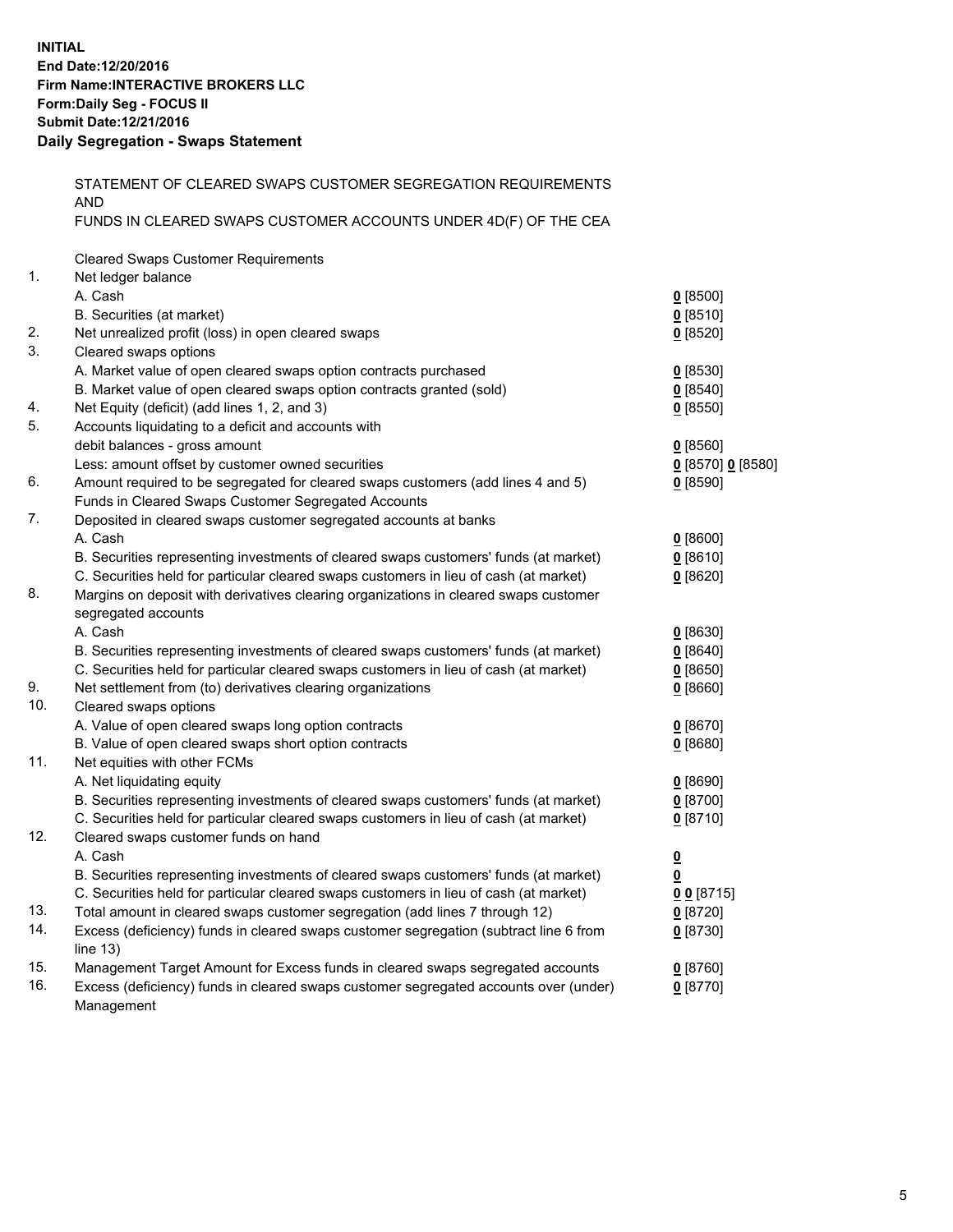**INITIAL**
**End Date:12/20/2016**
**Firm Name:INTERACTIVE BROKERS LLC**
**Form:Daily Seg - FOCUS II**
**Submit Date:12/21/2016**
**Daily Segregation - Swaps Statement**

STATEMENT OF CLEARED SWAPS CUSTOMER SEGREGATION REQUIREMENTS AND FUNDS IN CLEARED SWAPS CUSTOMER ACCOUNTS UNDER 4D(F) OF THE CEA

| | | |
|---|---|---|
| | Cleared Swaps Customer Requirements | |
| 1. | Net ledger balance | |
| | A. Cash | 0 [8500] |
| | B. Securities (at market) | 0 [8510] |
| 2. | Net unrealized profit (loss) in open cleared swaps | 0 [8520] |
| 3. | Cleared swaps options | |
| | A. Market value of open cleared swaps option contracts purchased | 0 [8530] |
| | B. Market value of open cleared swaps option contracts granted (sold) | 0 [8540] |
| 4. | Net Equity (deficit) (add lines 1, 2, and 3) | 0 [8550] |
| 5. | Accounts liquidating to a deficit and accounts with | |
| | debit balances - gross amount | 0 [8560] |
| | Less: amount offset by customer owned securities | 0 [8570] 0 [8580] |
| 6. | Amount required to be segregated for cleared swaps customers (add lines 4 and 5) | 0 [8590] |
| | Funds in Cleared Swaps Customer Segregated Accounts | |
| 7. | Deposited in cleared swaps customer segregated accounts at banks | |
| | A. Cash | 0 [8600] |
| | B. Securities representing investments of cleared swaps customers' funds (at market) | 0 [8610] |
| | C. Securities held for particular cleared swaps customers in lieu of cash (at market) | 0 [8620] |
| 8. | Margins on deposit with derivatives clearing organizations in cleared swaps customer segregated accounts | |
| | A. Cash | 0 [8630] |
| | B. Securities representing investments of cleared swaps customers' funds (at market) | 0 [8640] |
| | C. Securities held for particular cleared swaps customers in lieu of cash (at market) | 0 [8650] |
| 9. | Net settlement from (to) derivatives clearing organizations | 0 [8660] |
| 10. | Cleared swaps options | |
| | A. Value of open cleared swaps long option contracts | 0 [8670] |
| | B. Value of open cleared swaps short option contracts | 0 [8680] |
| 11. | Net equities with other FCMs | |
| | A. Net liquidating equity | 0 [8690] |
| | B. Securities representing investments of cleared swaps customers' funds (at market) | 0 [8700] |
| | C. Securities held for particular cleared swaps customers in lieu of cash (at market) | 0 [8710] |
| 12. | Cleared swaps customer funds on hand | |
| | A. Cash | 0 |
| | B. Securities representing investments of cleared swaps customers' funds (at market) | 0 |
| | C. Securities held for particular cleared swaps customers in lieu of cash (at market) | 0 0 [8715] |
| 13. | Total amount in cleared swaps customer segregation (add lines 7 through 12) | 0 [8720] |
| 14. | Excess (deficiency) funds in cleared swaps customer segregation (subtract line 6 from line 13) | 0 [8730] |
| 15. | Management Target Amount for Excess funds in cleared swaps segregated accounts | 0 [8760] |
| 16. | Excess (deficiency) funds in cleared swaps customer segregated accounts over (under) Management | 0 [8770] |